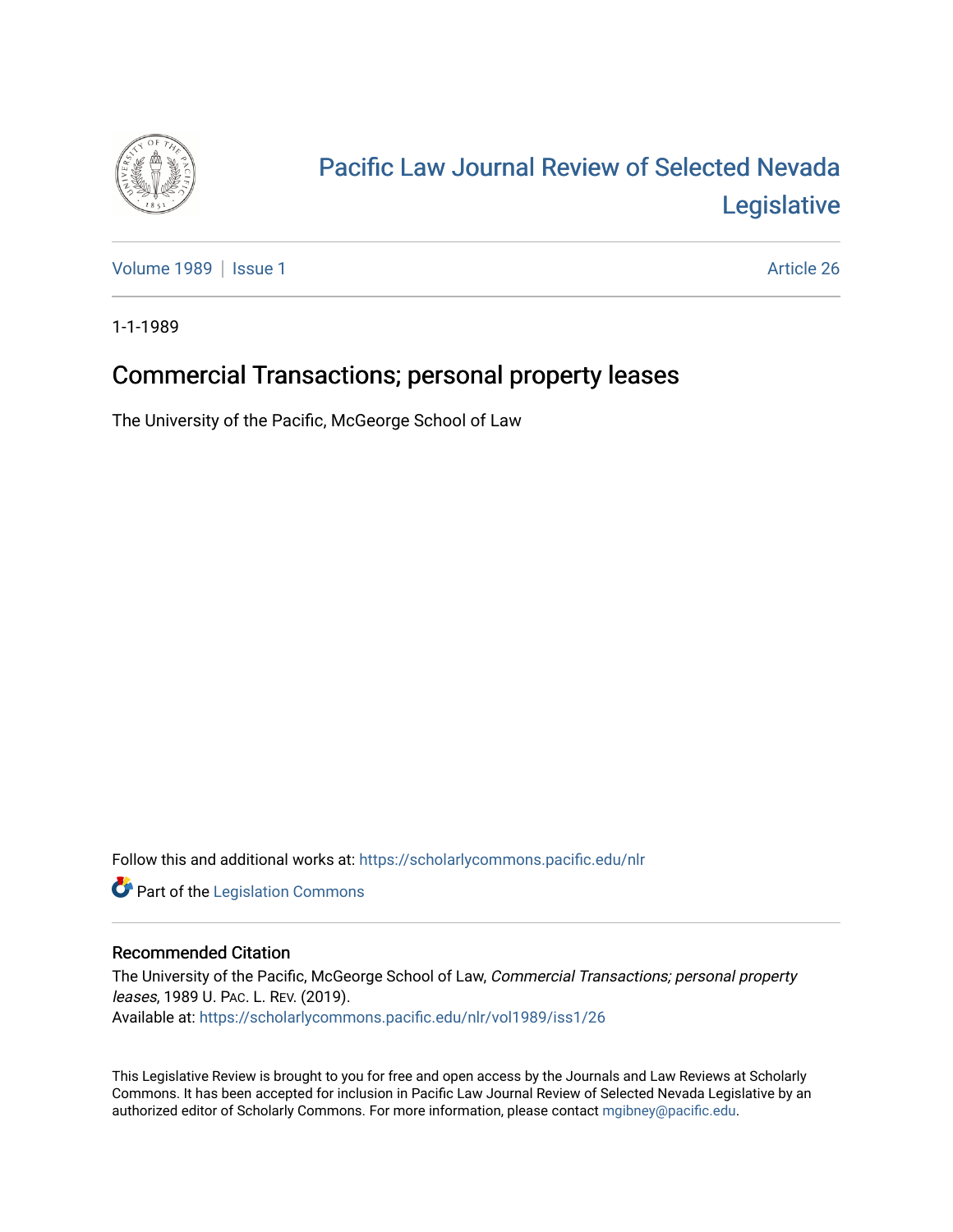# Pacific Law Journal Review of Selected Nevada Legislative

Volume 1989 | Issue 1 | Article 26

1-1-1989

## Commercial Transactions; personal property leases

The University of the Pacific, McGeorge School of Law

Follow this and additional works at: https://scholarlycommons.pacific.edu/nlr

Part of the Legislation Commons

### Recommended Citation

The University of the Pacific, McGeorge School of Law, *Commercial Transactions; personal property leases*, 1989 U. Pac. L. Rev. (2019).
Available at: https://scholarlycommons.pacific.edu/nlr/vol1989/iss1/26

This Legislative Review is brought to you for free and open access by the Journals and Law Reviews at Scholarly Commons. It has been accepted for inclusion in Pacific Law Journal Review of Selected Nevada Legislative by an authorized editor of Scholarly Commons. For more information, please contact mgibney@pacific.edu.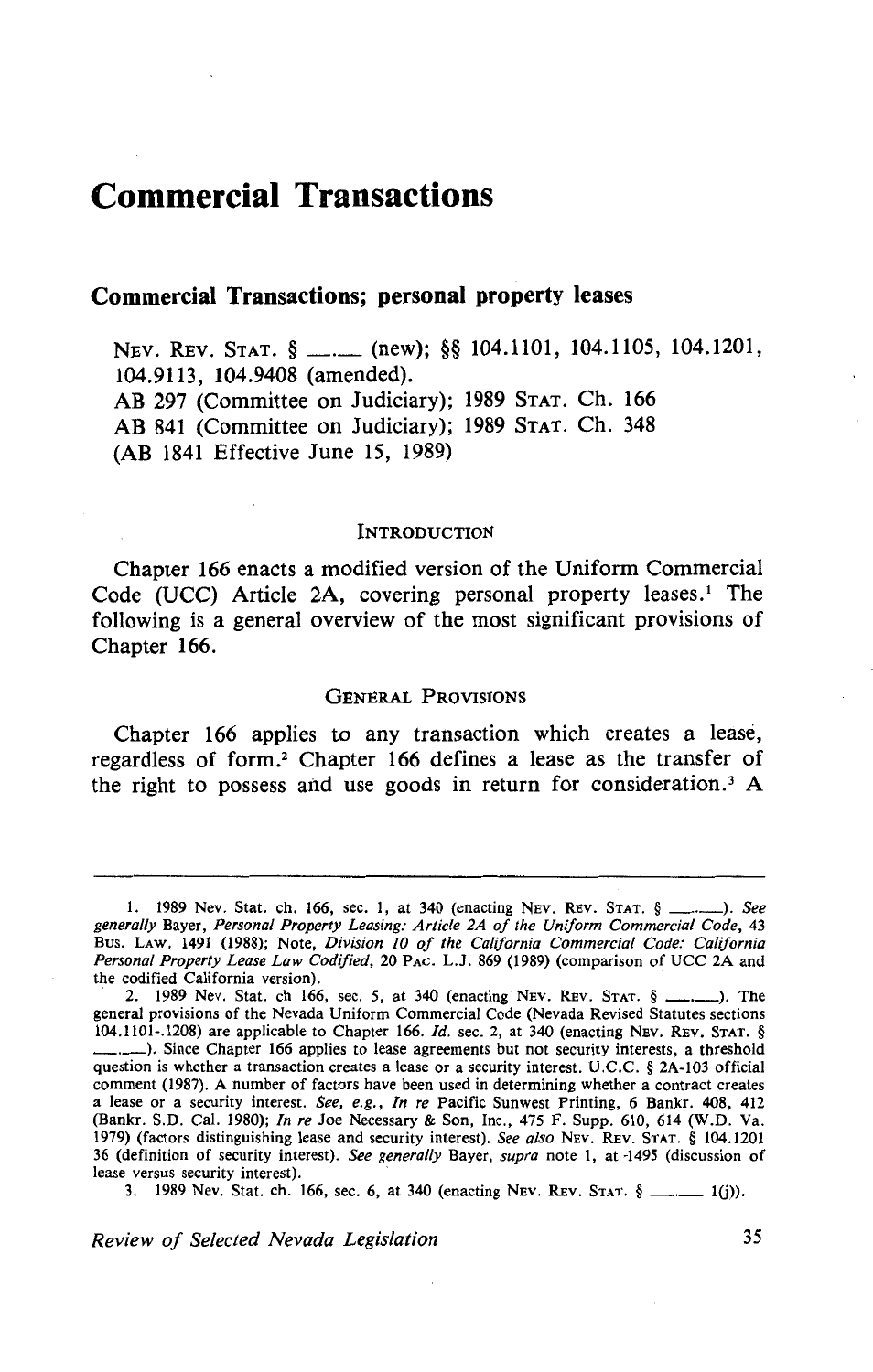# Commercial Transactions

## Commercial Transactions; personal property leases

NEV. REV. STAT. § ___ (new); §§ 104.1101, 104.1105, 104.1201, 104.9113, 104.9408 (amended).
AB 297 (Committee on Judiciary); 1989 STAT. Ch. 166
AB 841 (Committee on Judiciary); 1989 STAT. Ch. 348
(AB 1841 Effective June 15, 1989)

### INTRODUCTION

Chapter 166 enacts a modified version of the Uniform Commercial Code (UCC) Article 2A, covering personal property leases.[1] The following is a general overview of the most significant provisions of Chapter 166.

### GENERAL PROVISIONS

Chapter 166 applies to any transaction which creates a lease, regardless of form.[2] Chapter 166 defines a lease as the transfer of the right to possess and use goods in return for consideration.[3] A

---

1. 1989 Nev. Stat. ch. 166, sec. 1, at 340 (enacting NEV. REV. STAT. § ___). *See generally* Bayer, *Personal Property Leasing: Article 2A of the Uniform Commercial Code*, 43 BUS. LAW. 1491 (1988); Note, *Division 10 of the California Commercial Code: California Personal Property Lease Law Codified*, 20 PAC. L.J. 869 (1989) (comparison of UCC 2A and the codified California version).

2. 1989 Nev. Stat. ch 166, sec. 5, at 340 (enacting NEV. REV. STAT. § ___). The general provisions of the Nevada Uniform Commercial Code (Nevada Revised Statutes sections 104.1101-.1208) are applicable to Chapter 166. *Id.* sec. 2, at 340 (enacting NEV. REV. STAT. § ___). Since Chapter 166 applies to lease agreements but not security interests, a threshold question is whether a transaction creates a lease or a security interest. U.C.C. § 2A-103 official comment (1987). A number of factors have been used in determining whether a contract creates a lease or a security interest. *See, e.g., In re* Pacific Sunwest Printing, 6 Bankr. 408, 412 (Bankr. S.D. Cal. 1980); *In re* Joe Necessary & Son, Inc., 475 F. Supp. 610, 614 (W.D. Va. 1979) (factors distinguishing lease and security interest). *See also* NEV. REV. STAT. § 104.1201 36 (definition of security interest). *See generally* Bayer, *supra* note 1, at 1495 (discussion of lease versus security interest).

3. 1989 Nev. Stat. ch. 166, sec. 6, at 340 (enacting NEV. REV. STAT. § ___ 1(j)).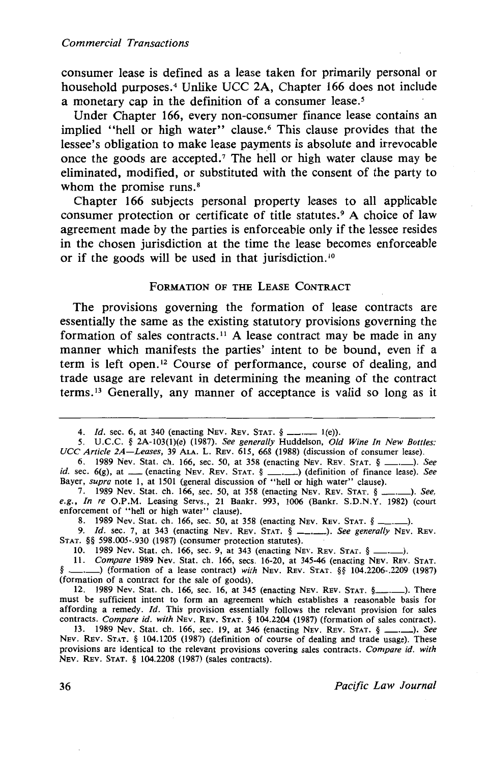consumer lease is defined as a lease taken for primarily personal or household purposes.[4] Unlike UCC 2A, Chapter 166 does not include a monetary cap in the definition of a consumer lease.[5]

Under Chapter 166, every non-consumer finance lease contains an implied "hell or high water" clause.[6] This clause provides that the lessee's obligation to make lease payments is absolute and irrevocable once the goods are accepted.[7] The hell or high water clause may be eliminated, modified, or substituted with the consent of the party to whom the promise runs.[8]

Chapter 166 subjects personal property leases to all applicable consumer protection or certificate of title statutes.[9] A choice of law agreement made by the parties is enforceable only if the lessee resides in the chosen jurisdiction at the time the lease becomes enforceable or if the goods will be used in that jurisdiction.[10]

## FORMATION OF THE LEASE CONTRACT

The provisions governing the formation of lease contracts are essentially the same as the existing statutory provisions governing the formation of sales contracts.[11] A lease contract may be made in any manner which manifests the parties' intent to be bound, even if a term is left open.[12] Course of performance, course of dealing, and trade usage are relevant in determining the meaning of the contract terms.[13] Generally, any manner of acceptance is valid so long as it

---

4. *Id.* sec. 6, at 340 (enacting NEV. REV. STAT. § \_\_\_.\_\_\_ 1(e)).

5. U.C.C. § 2A-103(1)(e) (1987). *See generally* Huddelson, *Old Wine In New Bottles: UCC Article 2A—Leases*, 39 ALA. L. REV. 615, 668 (1988) (discussion of consumer lease).

6. 1989 Nev. Stat. ch. 166, sec. 50, at 358 (enacting NEV. REV. STAT. § \_\_\_.\_\_\_). *See id.* sec. 6(g), at \_\_\_ (enacting NEV. REV. STAT. § \_\_\_.\_\_\_) (definition of finance lease). *See* Bayer, *supra* note 1, at 1501 (general discussion of "hell or high water" clause).

7. 1989 Nev. Stat. ch. 166, sec. 50, at 358 (enacting NEV. REV. STAT. § \_\_\_.\_\_\_). *See, e.g., In re* O.P.M. Leasing Servs., 21 Bankr. 993, 1006 (Bankr. S.D.N.Y. 1982) (court enforcement of "hell or high water" clause).

8. 1989 Nev. Stat. ch. 166, sec. 50, at 358 (enacting NEV. REV. STAT. § \_\_\_.\_\_\_).

9. *Id.* sec. 7, at 343 (enacting NEV. REV. STAT. § \_\_\_.\_\_\_). *See generally* NEV. REV. STAT. §§ 598.005-.930 (1987) (consumer protection statutes).

10. 1989 Nev. Stat. ch. 166, sec. 9, at 343 (enacting NEV. REV. STAT. § \_\_\_.\_\_\_).

11. *Compare* 1989 Nev. Stat. ch. 166, secs. 16-20, at 345-46 (enacting NEV. REV. STAT. § \_\_\_.\_\_\_) (formation of a lease contract) *with* NEV. REV. STAT. §§ 104.2206-.2209 (1987) (formation of a contract for the sale of goods).

12. 1989 Nev. Stat. ch. 166, sec. 16, at 345 (enacting NEV. REV. STAT. §\_\_\_.\_\_\_). There must be sufficient intent to form an agreement which establishes a reasonable basis for affording a remedy. *Id.* This provision essentially follows the relevant provision for sales contracts. *Compare id. with* NEV. REV. STAT. § 104.2204 (1987) (formation of sales contract).

13. 1989 Nev. Stat. ch. 166, sec. 19, at 346 (enacting NEV. REV. STAT. § \_\_\_.\_\_\_). *See* NEV. REV. STAT. § 104.1205 (1987) (definition of course of dealing and trade usage). These provisions are identical to the relevant provisions covering sales contracts. *Compare id. with* NEV. REV. STAT. § 104.2208 (1987) (sales contracts).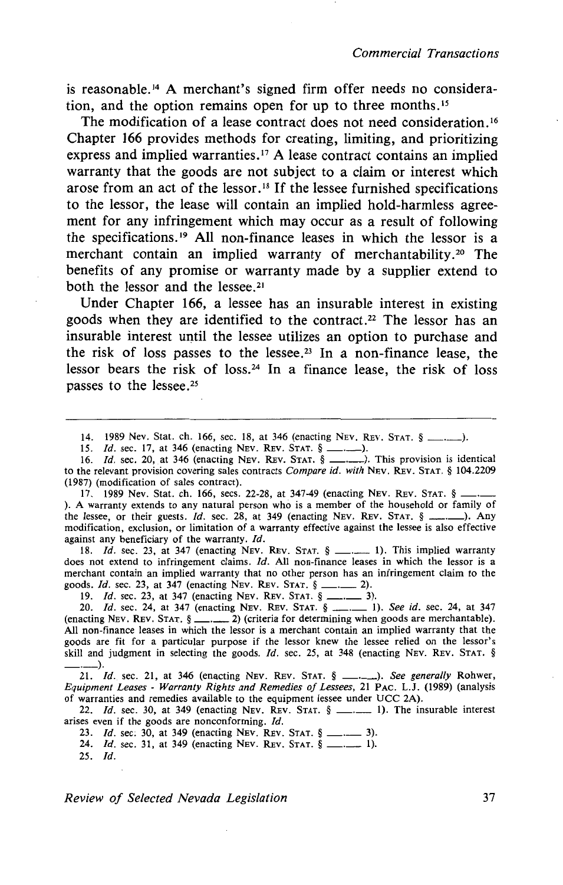is reasonable.[14] A merchant's signed firm offer needs no consideration, and the option remains open for up to three months.[15]

The modification of a lease contract does not need consideration.[16] Chapter 166 provides methods for creating, limiting, and prioritizing express and implied warranties.[17] A lease contract contains an implied warranty that the goods are not subject to a claim or interest which arose from an act of the lessor.[18] If the lessee furnished specifications to the lessor, the lease will contain an implied hold-harmless agreement for any infringement which may occur as a result of following the specifications.[19] All non-finance leases in which the lessor is a merchant contain an implied warranty of merchantability.[20] The benefits of any promise or warranty made by a supplier extend to both the lessor and the lessee.[21]

Under Chapter 166, a lessee has an insurable interest in existing goods when they are identified to the contract.[22] The lessor has an insurable interest until the lessee utilizes an option to purchase and the risk of loss passes to the lessee.[23] In a non-finance lease, the lessor bears the risk of loss.[24] In a finance lease, the risk of loss passes to the lessee.[25]

---

14. 1989 Nev. Stat. ch. 166, sec. 18, at 346 (enacting NEV. REV. STAT. § \_\_\_.\_\_\_).

15. *Id.* sec. 17, at 346 (enacting NEV. REV. STAT. § \_\_\_.\_\_\_).

16. *Id.* sec. 20, at 346 (enacting NEV. REV. STAT. § \_\_\_.\_\_\_). This provision is identical to the relevant provision covering sales contracts *Compare id. with* NEV. REV. STAT. § 104.2209 (1987) (modification of sales contract).

17. 1989 Nev. Stat. ch. 166, secs. 22-28, at 347-49 (enacting NEV. REV. STAT. § \_\_\_.\_\_\_). A warranty extends to any natural person who is a member of the household or family of the lessee, or their guests. *Id.* sec. 28, at 349 (enacting NEV. REV. STAT. § \_\_\_.\_\_\_). Any modification, exclusion, or limitation of a warranty effective against the lessee is also effective against any beneficiary of the warranty. *Id.*

18. *Id.* sec. 23, at 347 (enacting NEV. REV. STAT. § \_\_\_.\_\_\_ 1). This implied warranty does not extend to infringement claims. *Id.* All non-finance leases in which the lessor is a merchant contain an implied warranty that no other person has an infringement claim to the goods. *Id.* sec. 23, at 347 (enacting NEV. REV. STAT. § \_\_\_.\_\_\_ 2).

19. *Id.* sec. 23, at 347 (enacting NEV. REV. STAT. § \_\_\_.\_\_\_ 3).

20. *Id.* sec. 24, at 347 (enacting NEV. REV. STAT. § \_\_\_.\_\_\_ 1). *See id.* sec. 24, at 347 (enacting NEV. REV. STAT. § \_\_\_.\_\_\_ 2) (criteria for determining when goods are merchantable). All non-finance leases in which the lessor is a merchant contain an implied warranty that the goods are fit for a particular purpose if the lessor knew the lessee relied on the lessor's skill and judgment in selecting the goods. *Id.* sec. 25, at 348 (enacting NEV. REV. STAT. § \_\_\_.\_\_\_).

21. *Id.* sec. 21, at 346 (enacting NEV. REV. STAT. § \_\_\_.\_\_\_). *See generally* Rohwer, *Equipment Leases - Warranty Rights and Remedies of Lessees*, 21 PAC. L.J. (1989) (analysis of warranties and remedies available to the equipment lessee under UCC 2A).

22. *Id.* sec. 30, at 349 (enacting NEV. REV. STAT. § \_\_\_.\_\_\_ 1). The insurable interest arises even if the goods are nonconforming. *Id.*

23. *Id.* sec. 30, at 349 (enacting NEV. REV. STAT. § \_\_\_.\_\_\_ 3).

24. *Id.* sec. 31, at 349 (enacting NEV. REV. STAT. § \_\_\_.\_\_\_ 1).

25. *Id.*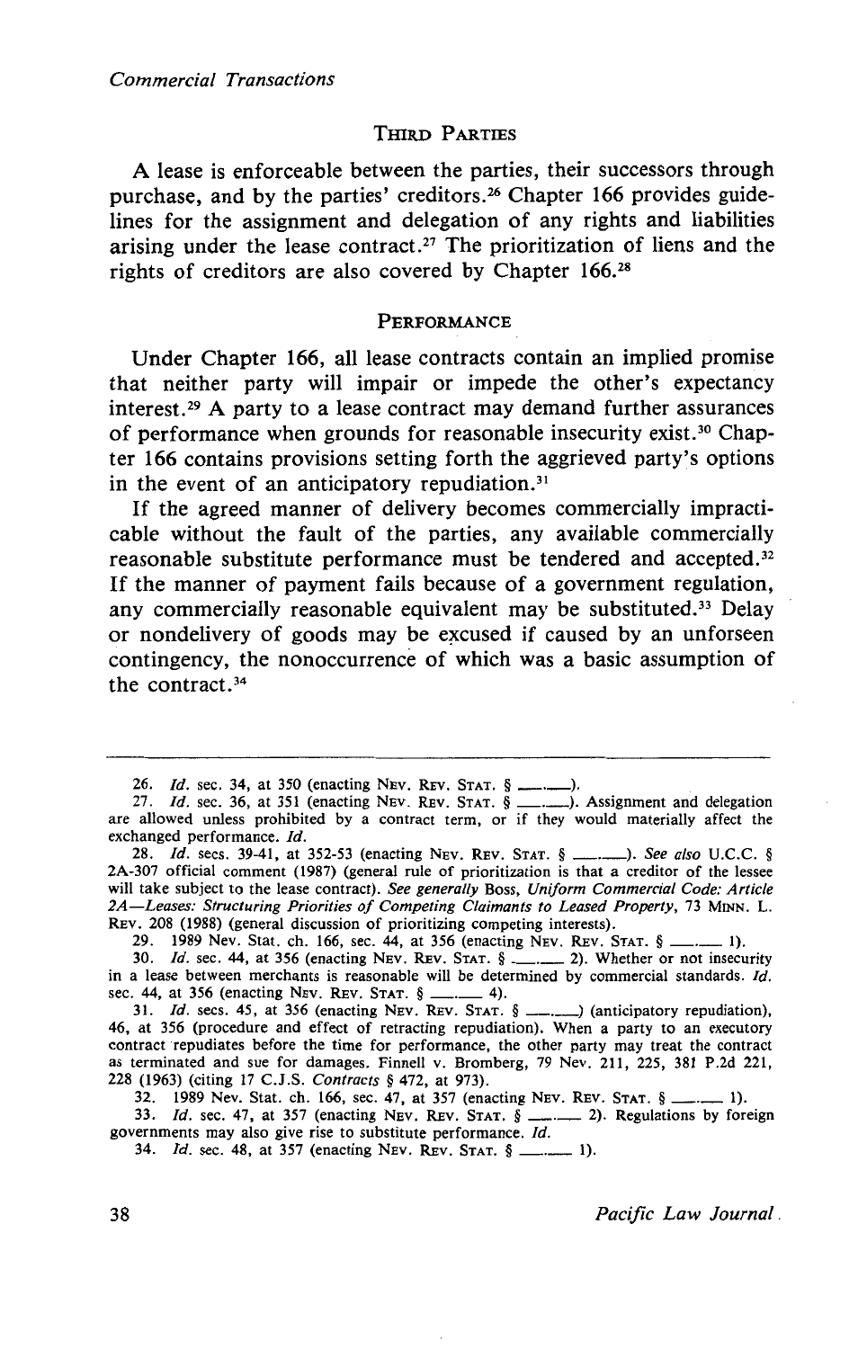## THIRD PARTIES

A lease is enforceable between the parties, their successors through purchase, and by the parties' creditors.[26] Chapter 166 provides guidelines for the assignment and delegation of any rights and liabilities arising under the lease contract.[27] The prioritization of liens and the rights of creditors are also covered by Chapter 166.[28]

## PERFORMANCE

Under Chapter 166, all lease contracts contain an implied promise that neither party will impair or impede the other's expectancy interest.[29] A party to a lease contract may demand further assurances of performance when grounds for reasonable insecurity exist.[30] Chapter 166 contains provisions setting forth the aggrieved party's options in the event of an anticipatory repudiation.[31]

If the agreed manner of delivery becomes commercially impracticable without the fault of the parties, any available commercially reasonable substitute performance must be tendered and accepted.[32] If the manner of payment fails because of a government regulation, any commercially reasonable equivalent may be substituted.[33] Delay or nondelivery of goods may be excused if caused by an unforseen contingency, the nonoccurrence of which was a basic assumption of the contract.[34]

---

26. *Id.* sec. 34, at 350 (enacting NEV. REV. STAT. § \_\_\_\_).

27. *Id.* sec. 36, at 351 (enacting NEV. REV. STAT. § \_\_\_\_). Assignment and delegation are allowed unless prohibited by a contract term, or if they would materially affect the exchanged performance. *Id.*

28. *Id.* secs. 39-41, at 352-53 (enacting NEV. REV. STAT. § \_\_\_\_). *See also* U.C.C. § 2A-307 official comment (1987) (general rule of prioritization is that a creditor of the lessee will take subject to the lease contract). *See generally* Boss, *Uniform Commercial Code: Article 2A—Leases: Structuring Priorities of Competing Claimants to Leased Property*, 73 MINN. L. REV. 208 (1988) (general discussion of prioritizing competing interests).

29. 1989 Nev. Stat. ch. 166, sec. 44, at 356 (enacting NEV. REV. STAT. § \_\_\_\_ 1).

30. *Id.* sec. 44, at 356 (enacting NEV. REV. STAT. § \_\_\_\_ 2). Whether or not insecurity in a lease between merchants is reasonable will be determined by commercial standards. *Id.* sec. 44, at 356 (enacting NEV. REV. STAT. § \_\_\_\_ 4).

31. *Id.* secs. 45, at 356 (enacting NEV. REV. STAT. § \_\_\_\_) (anticipatory repudiation), 46, at 356 (procedure and effect of retracting repudiation). When a party to an executory contract repudiates before the time for performance, the other party may treat the contract as terminated and sue for damages. Finnell v. Bromberg, 79 Nev. 211, 225, 381 P.2d 221, 228 (1963) (citing 17 C.J.S. *Contracts* § 472, at 973).

32. 1989 Nev. Stat. ch. 166, sec. 47, at 357 (enacting NEV. REV. STAT. § \_\_\_\_ 1).

33. *Id.* sec. 47, at 357 (enacting NEV. REV. STAT. § \_\_\_\_ 2). Regulations by foreign governments may also give rise to substitute performance. *Id.*

34. *Id.* sec. 48, at 357 (enacting NEV. REV. STAT. § \_\_\_\_ 1).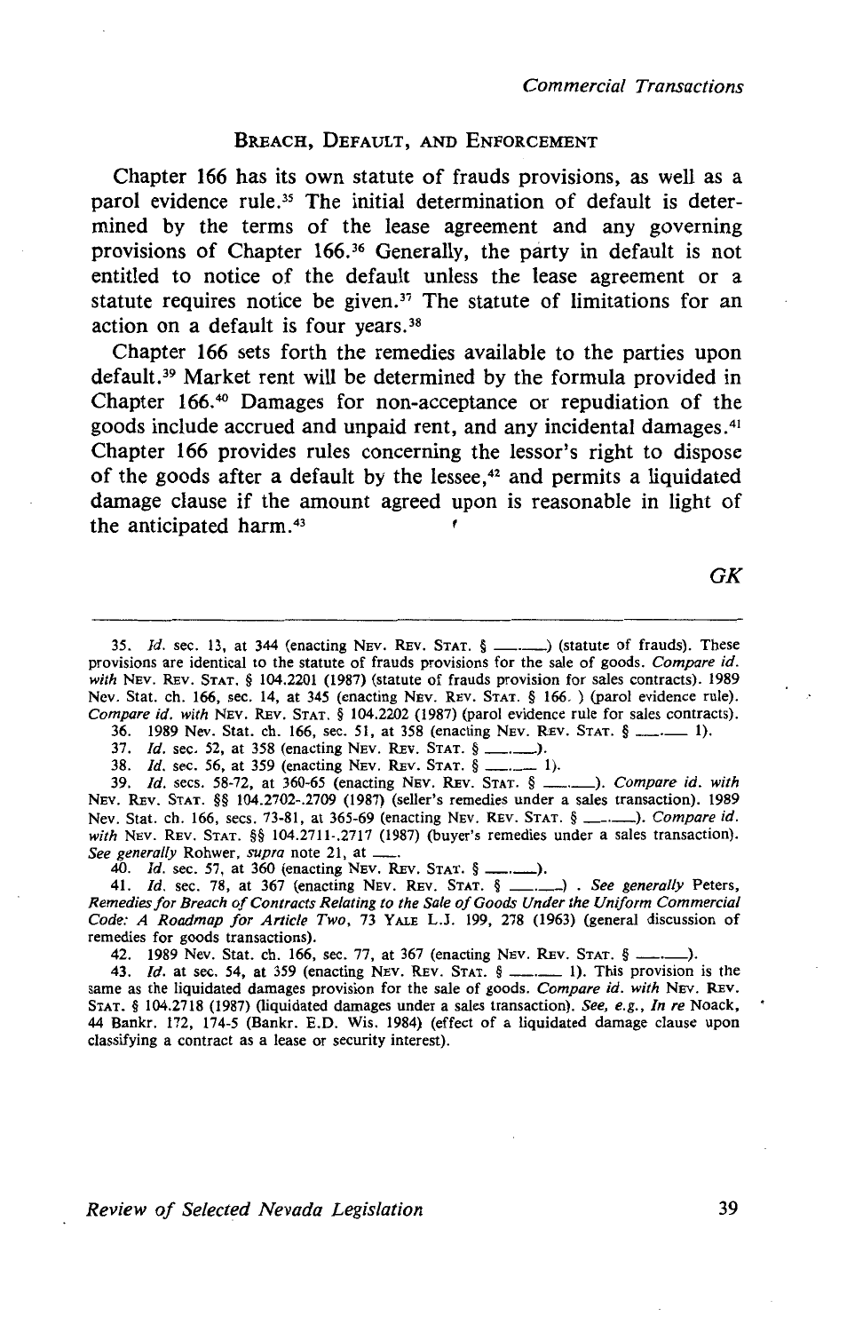## BREACH, DEFAULT, AND ENFORCEMENT

Chapter 166 has its own statute of frauds provisions, as well as a parol evidence rule.[35] The initial determination of default is determined by the terms of the lease agreement and any governing provisions of Chapter 166.[36] Generally, the party in default is not entitled to notice of the default unless the lease agreement or a statute requires notice be given.[37] The statute of limitations for an action on a default is four years.[38]

Chapter 166 sets forth the remedies available to the parties upon default.[39] Market rent will be determined by the formula provided in Chapter 166.[40] Damages for non-acceptance or repudiation of the goods include accrued and unpaid rent, and any incidental damages.[41] Chapter 166 provides rules concerning the lessor's right to dispose of the goods after a default by the lessee,[42] and permits a liquidated damage clause if the amount agreed upon is reasonable in light of the anticipated harm.[43]

*GK*

---

35. *Id.* sec. 13, at 344 (enacting NEV. REV. STAT. § \_\_\_.\_\_\_) (statute of frauds). These provisions are identical to the statute of frauds provisions for the sale of goods. *Compare id. with* NEV. REV. STAT. § 104.2201 (1987) (statute of frauds provision for sales contracts). 1989 Nev. Stat. ch. 166, sec. 14, at 345 (enacting NEV. REV. STAT. § 166. ) (parol evidence rule). *Compare id. with* NEV. REV. STAT. § 104.2202 (1987) (parol evidence rule for sales contracts).

36. 1989 Nev. Stat. ch. 166, sec. 51, at 358 (enacting NEV. REV. STAT. § \_\_\_.\_\_\_ 1).

37. *Id.* sec. 52, at 358 (enacting NEV. REV. STAT. § \_\_\_.\_\_\_).

38. *Id.* sec. 56, at 359 (enacting NEV. REV. STAT. § \_\_\_.\_\_\_ 1).

39. *Id.* secs. 58-72, at 360-65 (enacting NEV. REV. STAT. § \_\_\_.\_\_\_). *Compare id. with* NEV. REV. STAT. §§ 104.2702-.2709 (1987) (seller's remedies under a sales transaction). 1989 Nev. Stat. ch. 166, secs. 73-81, at 365-69 (enacting NEV. REV. STAT. § \_\_\_.\_\_\_). *Compare id. with* NEV. REV. STAT. §§ 104.2711-.2717 (1987) (buyer's remedies under a sales transaction). *See generally* Rohwer, *supra* note 21, at \_\_\_.

40. *Id.* sec. 57, at 360 (enacting NEV. REV. STAT. § \_\_\_.\_\_\_).

41. *Id.* sec. 78, at 367 (enacting NEV. REV. STAT. § \_\_\_.\_\_\_) . *See generally* Peters, *Remedies for Breach of Contracts Relating to the Sale of Goods Under the Uniform Commercial Code: A Roadmap for Article Two*, 73 YALE L.J. 199, 278 (1963) (general discussion of remedies for goods transactions).

42. 1989 Nev. Stat. ch. 166, sec. 77, at 367 (enacting NEV. REV. STAT. § \_\_\_.\_\_\_).

43. *Id.* at sec. 54, at 359 (enacting NEV. REV. STAT. § \_\_\_.\_\_\_ 1). This provision is the same as the liquidated damages provision for the sale of goods. *Compare id. with* NEV. REV. STAT. § 104.2718 (1987) (liquidated damages under a sales transaction). *See, e.g., In re* Noack, 44 Bankr. 172, 174-5 (Bankr. E.D. Wis. 1984) (effect of a liquidated damage clause upon classifying a contract as a lease or security interest).